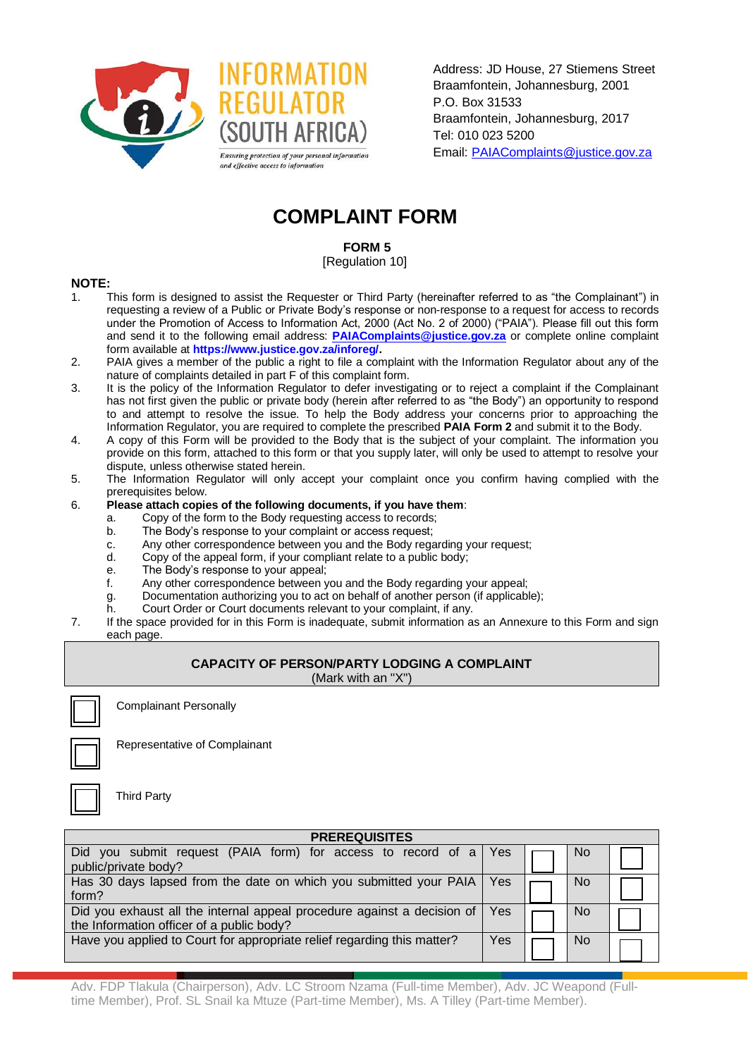INFORMATION REGULATOR (SOUTH AFRICA)

*Ensuring protection of your personal information and effective access to information*

Address: JD House, 27 Stiemens Street
Braamfontein, Johannesburg, 2001
P.O. Box 31533
Braamfontein, Johannesburg, 2017
Tel: 010 023 5200
Email: PAIAComplaints@justice.gov.za

# COMPLAINT FORM

**FORM 5**
[Regulation 10]

**NOTE:**

1. This form is designed to assist the Requester or Third Party (hereinafter referred to as "the Complainant") in requesting a review of a Public or Private Body's response or non-response to a request for access to records under the Promotion of Access to Information Act, 2000 (Act No. 2 of 2000) ("PAIA"). Please fill out this form and send it to the following email address: **PAIAComplaints@justice.gov.za** or complete online complaint form available at **https://www.justice.gov.za/inforeg/**.
2. PAIA gives a member of the public a right to file a complaint with the Information Regulator about any of the nature of complaints detailed in part F of this complaint form.
3. It is the policy of the Information Regulator to defer investigating or to reject a complaint if the Complainant has not first given the public or private body (herein after referred to as "the Body") an opportunity to respond to and attempt to resolve the issue. To help the Body address your concerns prior to approaching the Information Regulator, you are required to complete the prescribed **PAIA Form 2** and submit it to the Body.
4. A copy of this Form will be provided to the Body that is the subject of your complaint. The information you provide on this form, attached to this form or that you supply later, will only be used to attempt to resolve your dispute, unless otherwise stated herein.
5. The Information Regulator will only accept your complaint once you confirm having complied with the prerequisites below.
6. **Please attach copies of the following documents, if you have them**:
   a. Copy of the form to the Body requesting access to records;
   b. The Body's response to your complaint or access request;
   c. Any other correspondence between you and the Body regarding your request;
   d. Copy of the appeal form, if your compliant relate to a public body;
   e. The Body's response to your appeal;
   f. Any other correspondence between you and the Body regarding your appeal;
   g. Documentation authorizing you to act on behalf of another person (if applicable);
   h. Court Order or Court documents relevant to your complaint, if any.
7. If the space provided for in this Form is inadequate, submit information as an Annexure to this Form and sign each page.

| **CAPACITY OF PERSON/PARTY LODGING A COMPLAINT** (Mark with an "X") | |
|---|---|
| ☐ | Complainant Personally |
| ☐ | Representative of Complainant |
| ☐ | Third Party |

| **PREREQUISITES** | | | | |
|---|---|---|---|---|
| Did you submit request (PAIA form) for access to record of a public/private body? | Yes | ☐ | No | ☐ |
| Has 30 days lapsed from the date on which you submitted your PAIA form? | Yes | ☐ | No | ☐ |
| Did you exhaust all the internal appeal procedure against a decision of the Information officer of a public body? | Yes | ☐ | No | ☐ |
| Have you applied to Court for appropriate relief regarding this matter? | Yes | ☐ | No | ☐ |

Adv. FDP Tlakula (Chairperson), Adv. LC Stroom Nzama (Full-time Member), Adv. JC Weapond (Full-time Member), Prof. SL Snail ka Mtuze (Part-time Member), Ms. A Tilley (Part-time Member).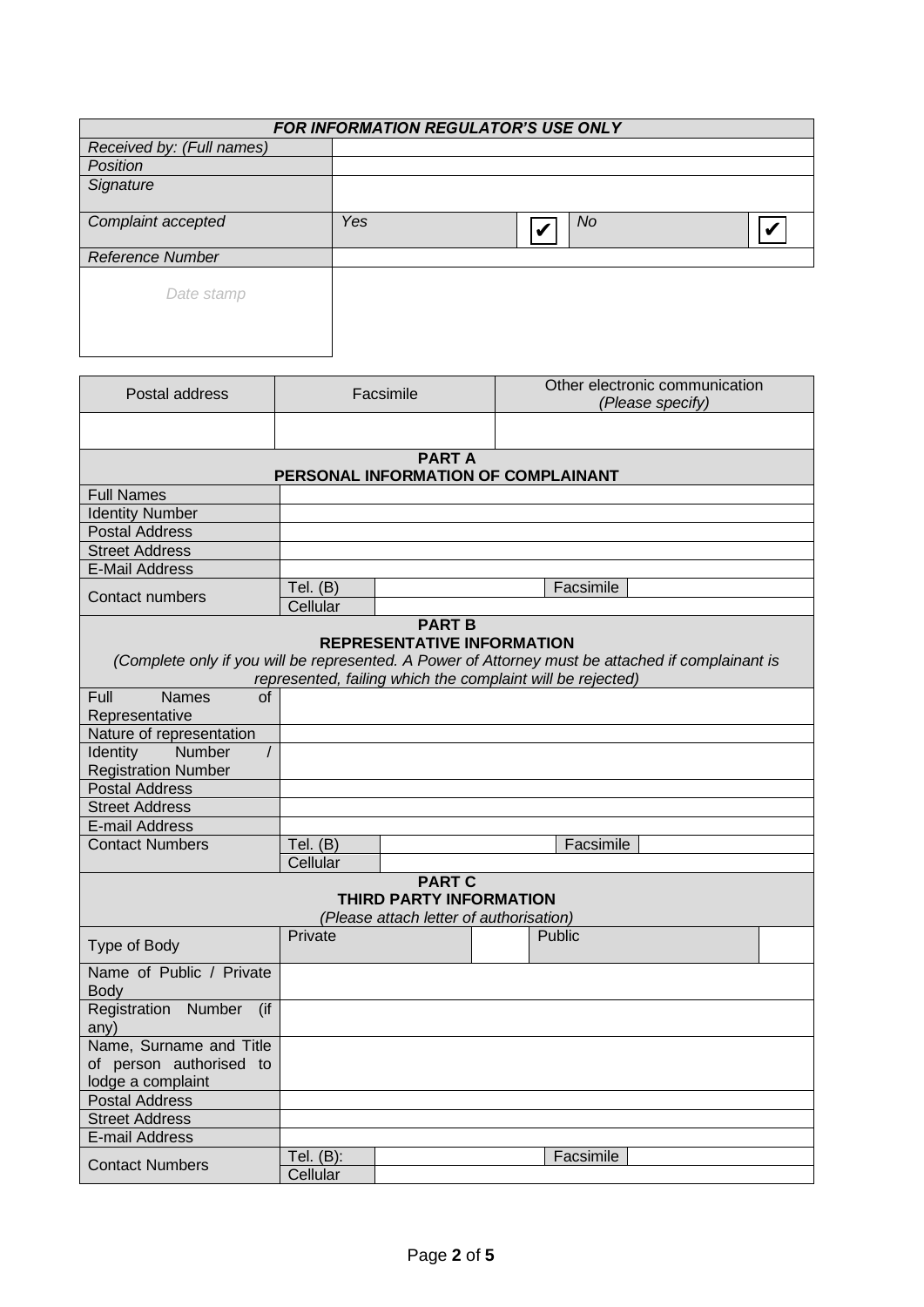| FOR INFORMATION REGULATOR'S USE ONLY | | | | |
|---|---|---|---|---|
| *Received by: (Full names)* | | | | |
| *Position* | | | | |
| *Signature* | | | | |
| *Complaint accepted* | *Yes* | ✔ | *No* | ✔ |
| *Reference Number* | | | | |
| *Date stamp* | | | | |

| Postal address | Facsimile | Other electronic communication *(Please specify)* |
|---|---|---|
| | | |

| **PART A PERSONAL INFORMATION OF COMPLAINANT** | | | | |
|---|---|---|---|---|
| Full Names | | | | |
| Identity Number | | | | |
| Postal Address | | | | |
| Street Address | | | | |
| E-Mail Address | | | | |
| Contact numbers | Tel. (B) | | Facsimile | |
| | Cellular | | | |

| **PART B REPRESENTATIVE INFORMATION** *(Complete only if you will be represented. A Power of Attorney must be attached if complainant is represented, failing which the complaint will be rejected)* | | | | |
|---|---|---|---|---|
| Full Names of Representative | | | | |
| Nature of representation | | | | |
| Identity Number / Registration Number | | | | |
| Postal Address | | | | |
| Street Address | | | | |
| E-mail Address | | | | |
| Contact Numbers | Tel. (B) | | Facsimile | |
| | Cellular | | | |

| **PART C THIRD PARTY INFORMATION** *(Please attach letter of authorisation)* | | | | |
|---|---|---|---|---|
| Type of Body | Private | | Public | |
| Name of Public / Private Body | | | | |
| Registration Number (if any) | | | | |
| Name, Surname and Title of person authorised to lodge a complaint | | | | |
| Postal Address | | | | |
| Street Address | | | | |
| E-mail Address | | | | |
| Contact Numbers | Tel. (B): | | Facsimile | |
| | Cellular | | | |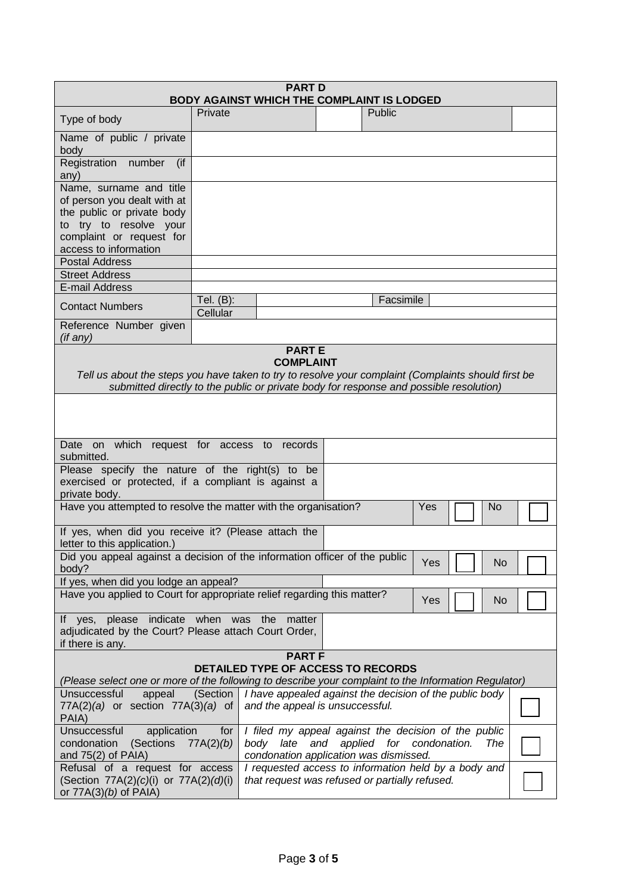## PART D
### BODY AGAINST WHICH THE COMPLAINT IS LODGED

| | | | | |
|---|---|---|---|---|
| Type of body | Private | | Public | |
| Name of public / private body | | | | |
| Registration number (if any) | | | | |
| Name, surname and title of person you dealt with at the public or private body to try to resolve your complaint or request for access to information | | | | |
| Postal Address | | | | |
| Street Address | | | | |
| E-mail Address | | | | |
| Contact Numbers | Tel. (B): | | Facsimile | |
| | Cellular | | | |
| Reference Number given *(if any)* | | | | |

## PART E
### COMPLAINT

*Tell us about the steps you have taken to try to resolve your complaint (Complaints should first be submitted directly to the public or private body for response and possible resolution)*

| | | | | | |
|---|---|---|---|---|---|
| Date on which request for access to records submitted. | | | | | |
| Please specify the nature of the right(s) to be exercised or protected, if a compliant is against a private body. | | | | | |
| Have you attempted to resolve the matter with the organisation? | | Yes | ☐ | No | ☐ |
| If yes, when did you receive it? (Please attach the letter to this application.) | | | | | |
| Did you appeal against a decision of the information officer of the public body? | | Yes | ☐ | No | ☐ |
| If yes, when did you lodge an appeal? | | | | | |
| Have you applied to Court for appropriate relief regarding this matter? | | Yes | ☐ | No | ☐ |
| If yes, please indicate when was the matter adjudicated by the Court? Please attach Court Order, if there is any. | | | | | |

## PART F
### DETAILED TYPE OF ACCESS TO RECORDS

*(Please select one or more of the following to describe your complaint to the Information Regulator)*

| | | |
|---|---|---|
| Unsuccessful appeal (Section 77A(2)*(a)* or section 77A(3)*(a)* of PAIA) | *I have appealed against the decision of the public body and the appeal is unsuccessful.* | ☐ |
| Unsuccessful application for condonation (Sections 77A(2)*(b)* and 75(2) of PAIA) | *I filed my appeal against the decision of the public body late and applied for condonation. The condonation application was dismissed.* | ☐ |
| Refusal of a request for access (Section 77A(2)*(c)*(i) or 77A(2)*(d)*(i) or 77A(3)*(b)* of PAIA) | *I requested access to information held by a body and that request was refused or partially refused.* | ☐ |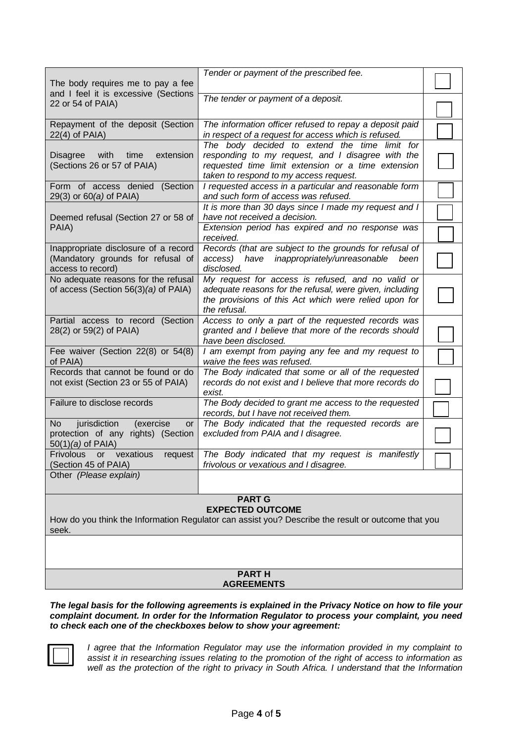| | | |
|---|---|---|
| The body requires me to pay a fee and I feel it is excessive (Sections 22 or 54 of PAIA) | *Tender or payment of the prescribed fee.* | ☐ |
| | *The tender or payment of a deposit.* | ☐ |
| Repayment of the deposit (Section 22(4) of PAIA) | *The information officer refused to repay a deposit paid in respect of a request for access which is refused.* | ☐ |
| Disagree with time extension (Sections 26 or 57 of PAIA) | *The body decided to extend the time limit for responding to my request, and I disagree with the requested time limit extension or a time extension taken to respond to my access request.* | ☐ |
| Form of access denied (Section 29(3) or 60*(a)* of PAIA) | *I requested access in a particular and reasonable form and such form of access was refused.* | ☐ |
| Deemed refusal (Section 27 or 58 of PAIA) | *It is more than 30 days since I made my request and I have not received a decision.* | ☐ |
| | *Extension period has expired and no response was received.* | ☐ |
| Inappropriate disclosure of a record (Mandatory grounds for refusal of access to record) | *Records (that are subject to the grounds for refusal of access) have inappropriately/unreasonable been disclosed.* | ☐ |
| No adequate reasons for the refusal of access (Section 56(3)*(a)* of PAIA) | *My request for access is refused, and no valid or adequate reasons for the refusal, were given, including the provisions of this Act which were relied upon for the refusal.* | ☐ |
| Partial access to record (Section 28(2) or 59(2) of PAIA) | *Access to only a part of the requested records was granted and I believe that more of the records should have been disclosed.* | ☐ |
| Fee waiver (Section 22(8) or 54(8) of PAIA) | *I am exempt from paying any fee and my request to waive the fees was refused.* | ☐ |
| Records that cannot be found or do not exist (Section 23 or 55 of PAIA) | *The Body indicated that some or all of the requested records do not exist and I believe that more records do exist.* | ☐ |
| Failure to disclose records | *The Body decided to grant me access to the requested records, but I have not received them.* | ☐ |
| No jurisdiction (exercise or protection of any rights) (Section 50(1)*(a)* of PAIA) | *The Body indicated that the requested records are excluded from PAIA and I disagree.* | ☐ |
| Frivolous or vexatious request (Section 45 of PAIA) | *The Body indicated that my request is manifestly frivolous or vexatious and I disagree.* | ☐ |
| Other *(Please explain)* | | |

## PART G
## EXPECTED OUTCOME

How do you think the Information Regulator can assist you? Describe the result or outcome that you seek.

## PART H
## AGREEMENTS

***The legal basis for the following agreements is explained in the Privacy Notice on how to file your complaint document. In order for the Information Regulator to process your complaint, you need to check each one of the checkboxes below to show your agreement:***

☐ *I agree that the Information Regulator may use the information provided in my complaint to assist it in researching issues relating to the promotion of the right of access to information as well as the protection of the right to privacy in South Africa. I understand that the Information*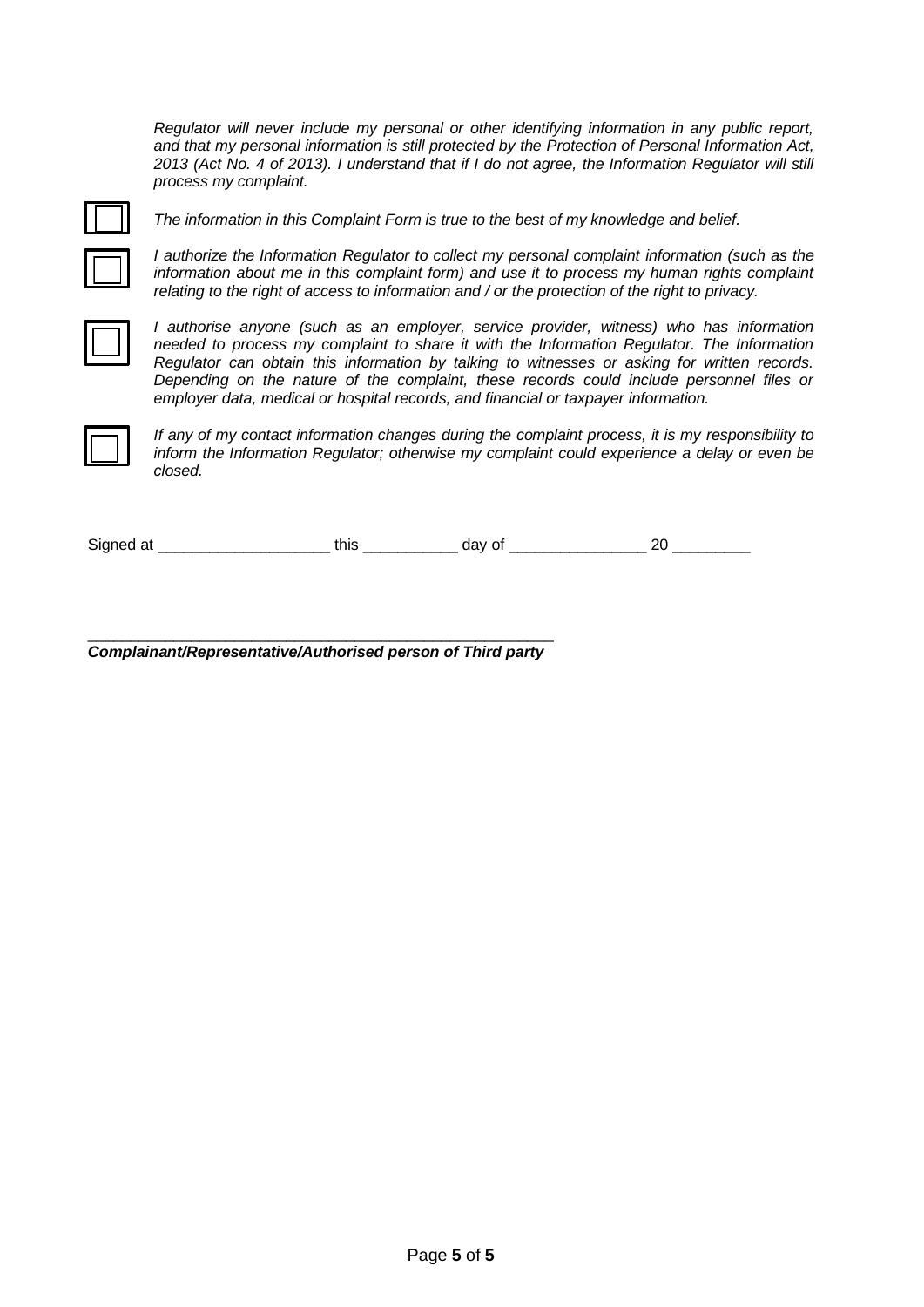*Regulator will never include my personal or other identifying information in any public report, and that my personal information is still protected by the Protection of Personal Information Act, 2013 (Act No. 4 of 2013). I understand that if I do not agree, the Information Regulator will still process my complaint.*

☐ *The information in this Complaint Form is true to the best of my knowledge and belief.*

☐ *I authorize the Information Regulator to collect my personal complaint information (such as the information about me in this complaint form) and use it to process my human rights complaint relating to the right of access to information and / or the protection of the right to privacy.*

☐ *I authorise anyone (such as an employer, service provider, witness) who has information needed to process my complaint to share it with the Information Regulator. The Information Regulator can obtain this information by talking to witnesses or asking for written records. Depending on the nature of the complaint, these records could include personnel files or employer data, medical or hospital records, and financial or taxpayer information.*

☐ *If any of my contact information changes during the complaint process, it is my responsibility to inform the Information Regulator; otherwise my complaint could experience a delay or even be closed.*

Signed at ____________________ this ___________ day of ________________ 20 _________

_______________________________________________________

***Complainant/Representative/Authorised person of Third party***